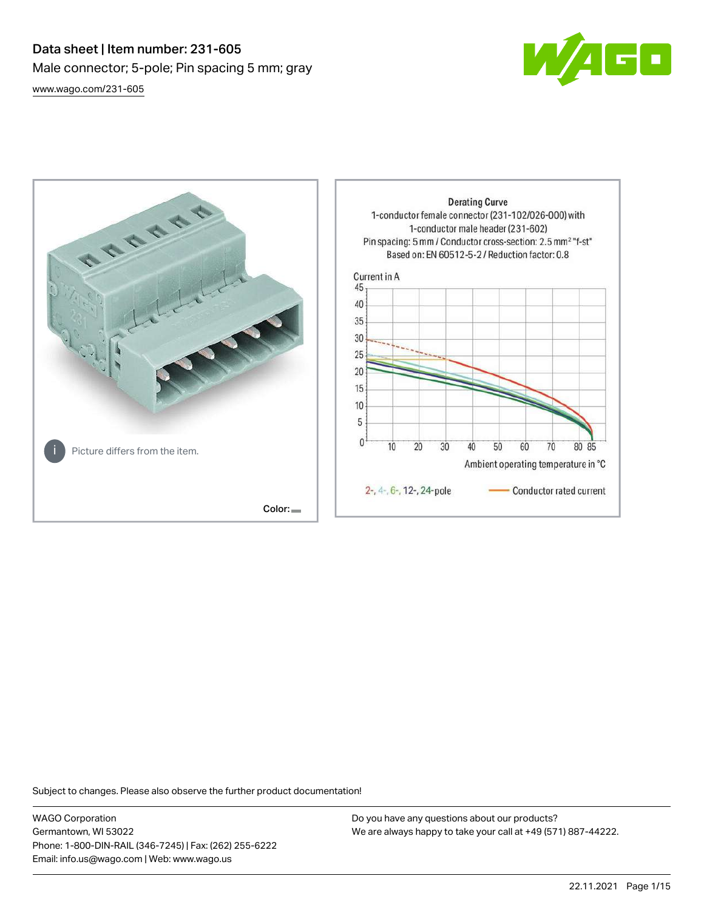# Data sheet | Item number: 231-605

Male connector; 5-pole; Pin spacing 5 mm; gray

www.wago.com/231-605

Picture differs from the item.

Color:

Derating Curve
1-conductor female connector (231-102/026-000) with 1-conductor male header (231-602)
Pin spacing: 5 mm / Conductor cross-section: 2.5 mm² "f-st"
Based on: EN 60512-5-2 / Reduction factor: 0.8

Current in A

Ambient operating temperature in °C

2-, 4-, 6-, 12-, 24-pole — Conductor rated current

Subject to changes. Please also observe the further product documentation!

WAGO Corporation
Germantown, WI 53022
Phone: 1-800-DIN-RAIL (346-7245) | Fax: (262) 255-6222
Email: info.us@wago.com | Web: www.wago.us

Do you have any questions about our products?
We are always happy to take your call at +49 (571) 887-44222.

22.11.2021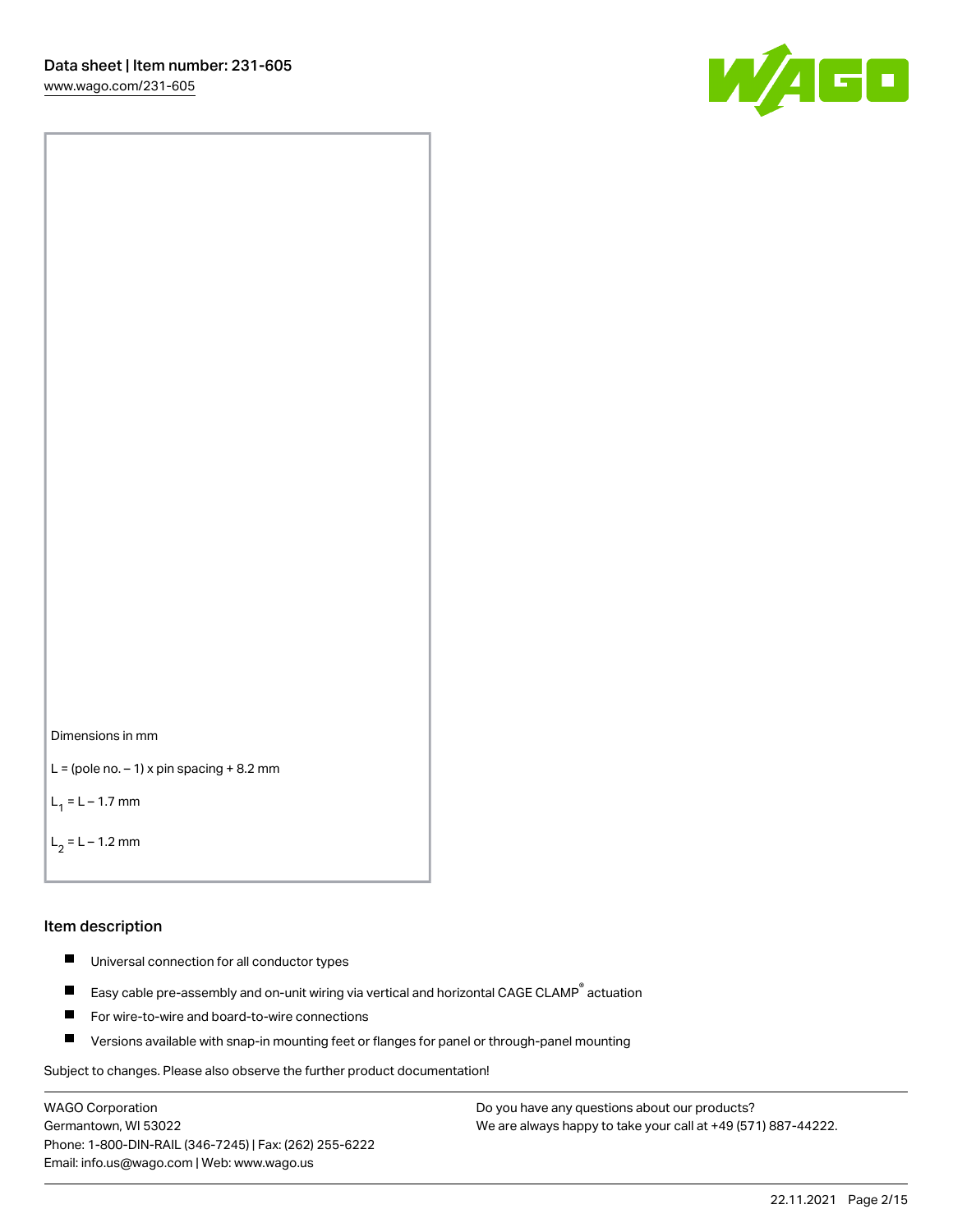Dimensions in mm

L = (pole no. − 1) x pin spacing + 8.2 mm

$L_1$ = L − 1.7 mm

$L_2$ = L − 1.2 mm

## Item description

- Universal connection for all conductor types
- Easy cable pre-assembly and on-unit wiring via vertical and horizontal CAGE CLAMP® actuation
- For wire-to-wire and board-to-wire connections
- Versions available with snap-in mounting feet or flanges for panel or through-panel mounting

Subject to changes. Please also observe the further product documentation!

WAGO Corporation
Germantown, WI 53022
Phone: 1-800-DIN-RAIL (346-7245) | Fax: (262) 255-6222
Email: info.us@wago.com | Web: www.wago.us

Do you have any questions about our products?
We are always happy to take your call at +49 (571) 887-44222.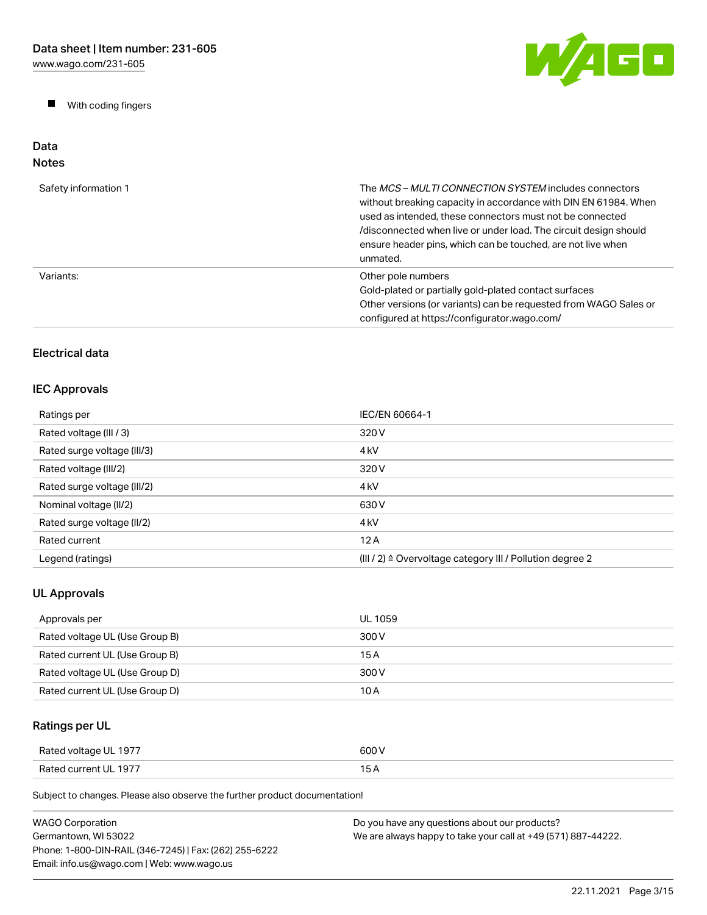- With coding fingers

## Data

### Notes

| | |
|---|---|
| Safety information 1 | The *MCS – MULTI CONNECTION SYSTEM* includes connectors without breaking capacity in accordance with DIN EN 61984. When used as intended, these connectors must not be connected /disconnected when live or under load. The circuit design should ensure header pins, which can be touched, are not live when unmated. |
| Variants: | Other pole numbers<br>Gold-plated or partially gold-plated contact surfaces<br>Other versions (or variants) can be requested from WAGO Sales or configured at https://configurator.wago.com/ |

### Electrical data

### IEC Approvals

| | |
|---|---|
| Ratings per | IEC/EN 60664-1 |
| Rated voltage (III / 3) | 320 V |
| Rated surge voltage (III/3) | 4 kV |
| Rated voltage (III/2) | 320 V |
| Rated surge voltage (III/2) | 4 kV |
| Nominal voltage (II/2) | 630 V |
| Rated surge voltage (II/2) | 4 kV |
| Rated current | 12 A |
| Legend (ratings) | (III / 2) ≙ Overvoltage category III / Pollution degree 2 |

### UL Approvals

| | |
|---|---|
| Approvals per | UL 1059 |
| Rated voltage UL (Use Group B) | 300 V |
| Rated current UL (Use Group B) | 15 A |
| Rated voltage UL (Use Group D) | 300 V |
| Rated current UL (Use Group D) | 10 A |

### Ratings per UL

| | |
|---|---|
| Rated voltage UL 1977 | 600 V |
| Rated current UL 1977 | 15 A |

Subject to changes. Please also observe the further product documentation!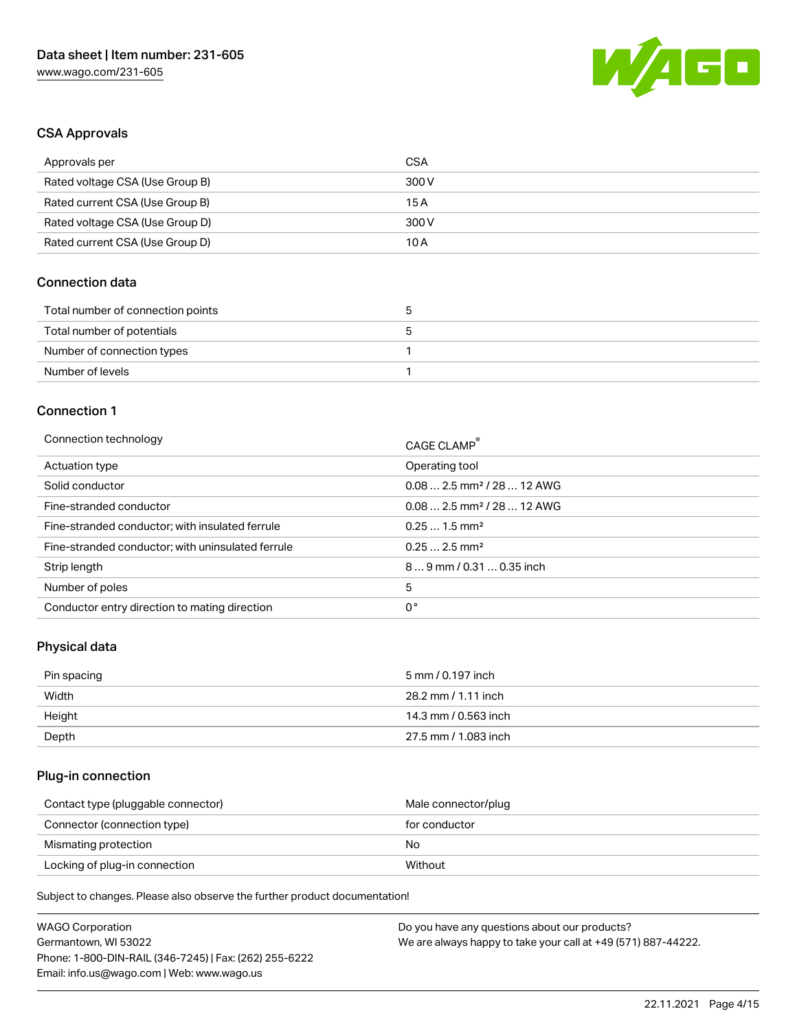### CSA Approvals

| | |
|---|---|
| Approvals per | CSA |
| Rated voltage CSA (Use Group B) | 300 V |
| Rated current CSA (Use Group B) | 15 A |
| Rated voltage CSA (Use Group D) | 300 V |
| Rated current CSA (Use Group D) | 10 A |

### Connection data

| | |
|---|---|
| Total number of connection points | 5 |
| Total number of potentials | 5 |
| Number of connection types | 1 |
| Number of levels | 1 |

### Connection 1

| | |
|---|---|
| Connection technology | CAGE CLAMP® |
| Actuation type | Operating tool |
| Solid conductor | 0.08 … 2.5 mm² / 28 … 12 AWG |
| Fine-stranded conductor | 0.08 … 2.5 mm² / 28 … 12 AWG |
| Fine-stranded conductor; with insulated ferrule | 0.25 … 1.5 mm² |
| Fine-stranded conductor; with uninsulated ferrule | 0.25 … 2.5 mm² |
| Strip length | 8 … 9 mm / 0.31 … 0.35 inch |
| Number of poles | 5 |
| Conductor entry direction to mating direction | 0 ° |

### Physical data

| | |
|---|---|
| Pin spacing | 5 mm / 0.197 inch |
| Width | 28.2 mm / 1.11 inch |
| Height | 14.3 mm / 0.563 inch |
| Depth | 27.5 mm / 1.083 inch |

### Plug-in connection

| | |
|---|---|
| Contact type (pluggable connector) | Male connector/plug |
| Connector (connection type) | for conductor |
| Mismatching protection | No |
| Locking of plug-in connection | Without |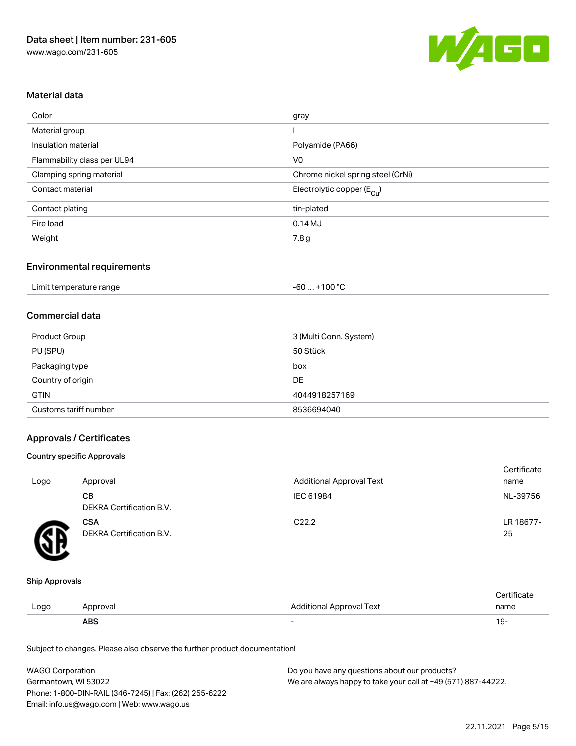## Material data

| | |
|---|---|
| Color | gray |
| Material group | I |
| Insulation material | Polyamide (PA66) |
| Flammability class per UL94 | V0 |
| Clamping spring material | Chrome nickel spring steel (CrNi) |
| Contact material | Electrolytic copper ($E_{Cu}$) |
| Contact plating | tin-plated |
| Fire load | 0.14 MJ |
| Weight | 7.8 g |

## Environmental requirements

| | |
|---|---|
| Limit temperature range | -60 … +100 °C |

## Commercial data

| | |
|---|---|
| Product Group | 3 (Multi Conn. System) |
| PU (SPU) | 50 Stück |
| Packaging type | box |
| Country of origin | DE |
| GTIN | 4044918257169 |
| Customs tariff number | 8536694040 |

## Approvals / Certificates

### Country specific Approvals

| Logo | Approval | Additional Approval Text | Certificate name |
|---|---|---|---|
| | **CB** DEKRA Certification B.V. | IEC 61984 | NL-39756 |
| | **CSA** DEKRA Certification B.V. | C22.2 | LR 18677-25 |

### Ship Approvals

| Logo | Approval | Additional Approval Text | Certificate name |
|---|---|---|---|
| | **ABS** | - | 19- |

Subject to changes. Please also observe the further product documentation!

WAGO Corporation
Germantown, WI 53022
Phone: 1-800-DIN-RAIL (346-7245) | Fax: (262) 255-6222
Email: info.us@wago.com | Web: www.wago.us

Do you have any questions about our products?
We are always happy to take your call at +49 (571) 887-44222.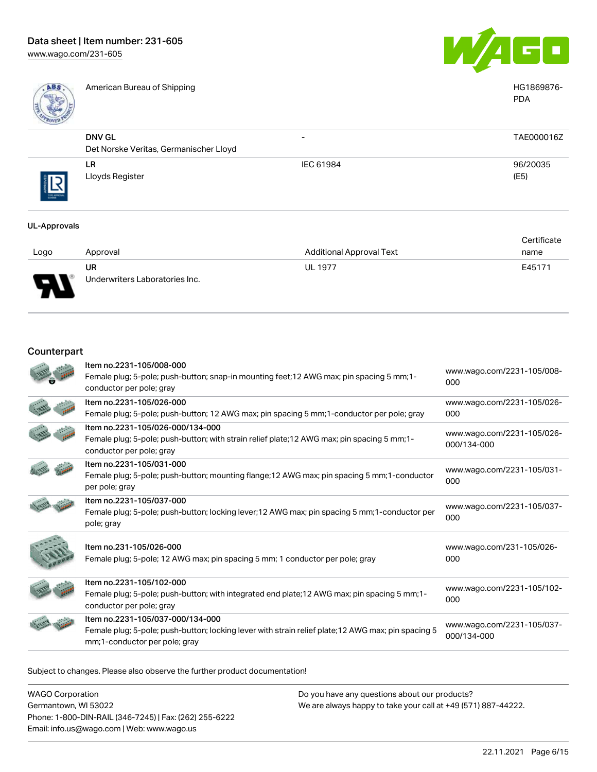| | | | |
|---|---|---|---|
| | American Bureau of Shipping | | HG1869876-PDA |
| | **DNV GL**<br>Det Norske Veritas, Germanischer Lloyd | - | TAE000016Z |
| | **LR**<br>Lloyds Register | IEC 61984 | 96/20035 (E5) |

### UL-Approvals

| Logo | Approval | Additional Approval Text | Certificate name |
|---|---|---|---|
| | **UR**<br>Underwriters Laboratories Inc. | UL 1977 | E45171 |

## Counterpart

| | | |
|---|---|---|
| | **Item no.2231-105/008-000**<br>Female plug; 5-pole; push-button; snap-in mounting feet;12 AWG max; pin spacing 5 mm;1-conductor per pole; gray | www.wago.com/2231-105/008-000 |
| | **Item no.2231-105/026-000**<br>Female plug; 5-pole; push-button; 12 AWG max; pin spacing 5 mm;1-conductor per pole; gray | www.wago.com/2231-105/026-000 |
| | **Item no.2231-105/026-000/134-000**<br>Female plug; 5-pole; push-button; with strain relief plate;12 AWG max; pin spacing 5 mm;1-conductor per pole; gray | www.wago.com/2231-105/026-000/134-000 |
| | **Item no.2231-105/031-000**<br>Female plug; 5-pole; push-button; mounting flange;12 AWG max; pin spacing 5 mm;1-conductor per pole; gray | www.wago.com/2231-105/031-000 |
| | **Item no.2231-105/037-000**<br>Female plug; 5-pole; push-button; locking lever;12 AWG max; pin spacing 5 mm;1-conductor per pole; gray | www.wago.com/2231-105/037-000 |
| | **Item no.231-105/026-000**<br>Female plug; 5-pole; 12 AWG max; pin spacing 5 mm; 1 conductor per pole; gray | www.wago.com/231-105/026-000 |
| | **Item no.2231-105/102-000**<br>Female plug; 5-pole; push-button; with integrated end plate;12 AWG max; pin spacing 5 mm;1-conductor per pole; gray | www.wago.com/2231-105/102-000 |
| | **Item no.2231-105/037-000/134-000**<br>Female plug; 5-pole; push-button; locking lever with strain relief plate;12 AWG max; pin spacing 5 mm;1-conductor per pole; gray | www.wago.com/2231-105/037-000/134-000 |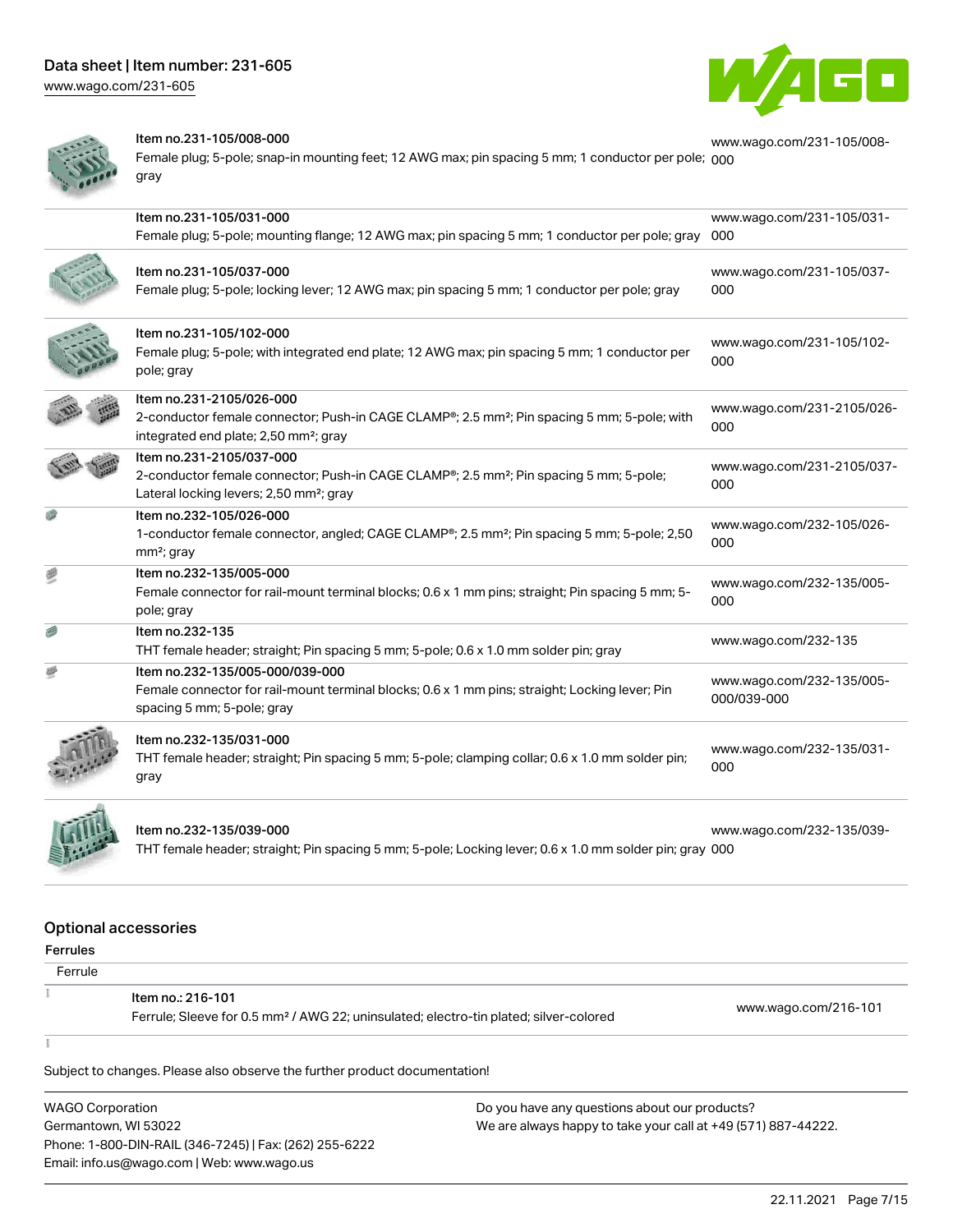| Item | Description | Link |
|---|---|---|
| Item no.231-105/008-000 | Female plug; 5-pole; snap-in mounting feet; 12 AWG max; pin spacing 5 mm; 1 conductor per pole; gray | www.wago.com/231-105/008-000 |
| Item no.231-105/031-000 | Female plug; 5-pole; mounting flange; 12 AWG max; pin spacing 5 mm; 1 conductor per pole; gray | www.wago.com/231-105/031-000 |
| Item no.231-105/037-000 | Female plug; 5-pole; locking lever; 12 AWG max; pin spacing 5 mm; 1 conductor per pole; gray | www.wago.com/231-105/037-000 |
| Item no.231-105/102-000 | Female plug; 5-pole; with integrated end plate; 12 AWG max; pin spacing 5 mm; 1 conductor per pole; gray | www.wago.com/231-105/102-000 |
| Item no.231-2105/026-000 | 2-conductor female connector; Push-in CAGE CLAMP®; 2.5 mm²; Pin spacing 5 mm; 5-pole; with integrated end plate; 2,50 mm²; gray | www.wago.com/231-2105/026-000 |
| Item no.231-2105/037-000 | 2-conductor female connector; Push-in CAGE CLAMP®; 2.5 mm²; Pin spacing 5 mm; 5-pole; Lateral locking levers; 2,50 mm²; gray | www.wago.com/231-2105/037-000 |
| Item no.232-105/026-000 | 1-conductor female connector, angled; CAGE CLAMP®; 2.5 mm²; Pin spacing 5 mm; 5-pole; 2,50 mm²; gray | www.wago.com/232-105/026-000 |
| Item no.232-135/005-000 | Female connector for rail-mount terminal blocks; 0.6 x 1 mm pins; straight; Pin spacing 5 mm; 5-pole; gray | www.wago.com/232-135/005-000 |
| Item no.232-135 | THT female header; straight; Pin spacing 5 mm; 5-pole; 0.6 x 1.0 mm solder pin; gray | www.wago.com/232-135 |
| Item no.232-135/005-000/039-000 | Female connector for rail-mount terminal blocks; 0.6 x 1 mm pins; straight; Locking lever; Pin spacing 5 mm; 5-pole; gray | www.wago.com/232-135/005-000/039-000 |
| Item no.232-135/031-000 | THT female header; straight; Pin spacing 5 mm; 5-pole; clamping collar; 0.6 x 1.0 mm solder pin; gray | www.wago.com/232-135/031-000 |
| Item no.232-135/039-000 | THT female header; straight; Pin spacing 5 mm; 5-pole; Locking lever; 0.6 x 1.0 mm solder pin; gray | www.wago.com/232-135/039-000 |

## Optional accessories

### Ferrules

Ferrule

| Item | Description | Link |
|---|---|---|
| Item no.: 216-101 | Ferrule; Sleeve for 0.5 mm² / AWG 22; uninsulated; electro-tin plated; silver-colored | www.wago.com/216-101 |

Subject to changes. Please also observe the further product documentation!

WAGO Corporation
Germantown, WI 53022
Phone: 1-800-DIN-RAIL (346-7245) | Fax: (262) 255-6222
Email: info.us@wago.com | Web: www.wago.us

Do you have any questions about our products?
We are always happy to take your call at +49 (571) 887-44222.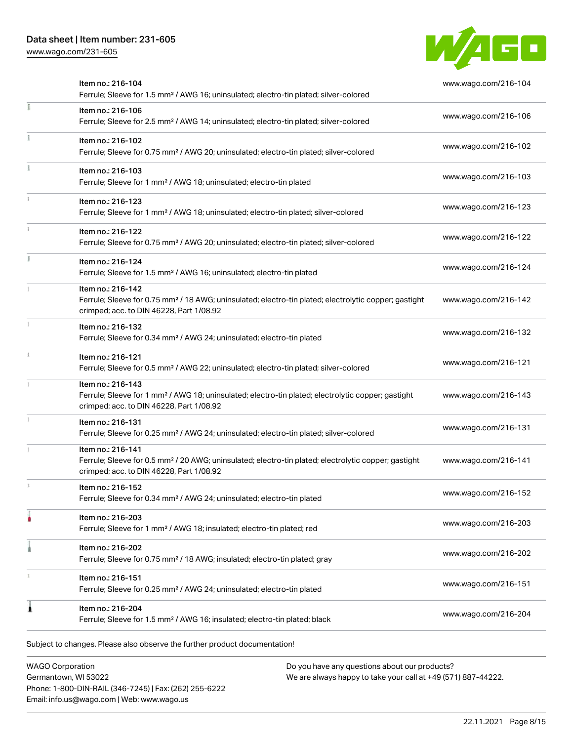| Item | URL |
| --- | --- |
| Item no.: 216-104<br>Ferrule; Sleeve for 1.5 mm² / AWG 16; uninsulated; electro-tin plated; silver-colored | www.wago.com/216-104 |
| Item no.: 216-106<br>Ferrule; Sleeve for 2.5 mm² / AWG 14; uninsulated; electro-tin plated; silver-colored | www.wago.com/216-106 |
| Item no.: 216-102<br>Ferrule; Sleeve for 0.75 mm² / AWG 20; uninsulated; electro-tin plated; silver-colored | www.wago.com/216-102 |
| Item no.: 216-103<br>Ferrule; Sleeve for 1 mm² / AWG 18; uninsulated; electro-tin plated | www.wago.com/216-103 |
| Item no.: 216-123<br>Ferrule; Sleeve for 1 mm² / AWG 18; uninsulated; electro-tin plated; silver-colored | www.wago.com/216-123 |
| Item no.: 216-122<br>Ferrule; Sleeve for 0.75 mm² / AWG 20; uninsulated; electro-tin plated; silver-colored | www.wago.com/216-122 |
| Item no.: 216-124<br>Ferrule; Sleeve for 1.5 mm² / AWG 16; uninsulated; electro-tin plated | www.wago.com/216-124 |
| Item no.: 216-142<br>Ferrule; Sleeve for 0.75 mm² / 18 AWG; uninsulated; electro-tin plated; electrolytic copper; gastight crimped; acc. to DIN 46228, Part 1/08.92 | www.wago.com/216-142 |
| Item no.: 216-132<br>Ferrule; Sleeve for 0.34 mm² / AWG 24; uninsulated; electro-tin plated | www.wago.com/216-132 |
| Item no.: 216-121<br>Ferrule; Sleeve for 0.5 mm² / AWG 22; uninsulated; electro-tin plated; silver-colored | www.wago.com/216-121 |
| Item no.: 216-143<br>Ferrule; Sleeve for 1 mm² / AWG 18; uninsulated; electro-tin plated; electrolytic copper; gastight crimped; acc. to DIN 46228, Part 1/08.92 | www.wago.com/216-143 |
| Item no.: 216-131<br>Ferrule; Sleeve for 0.25 mm² / AWG 24; uninsulated; electro-tin plated; silver-colored | www.wago.com/216-131 |
| Item no.: 216-141<br>Ferrule; Sleeve for 0.5 mm² / 20 AWG; uninsulated; electro-tin plated; electrolytic copper; gastight crimped; acc. to DIN 46228, Part 1/08.92 | www.wago.com/216-141 |
| Item no.: 216-152<br>Ferrule; Sleeve for 0.34 mm² / AWG 24; uninsulated; electro-tin plated | www.wago.com/216-152 |
| Item no.: 216-203<br>Ferrule; Sleeve for 1 mm² / AWG 18; insulated; electro-tin plated; red | www.wago.com/216-203 |
| Item no.: 216-202<br>Ferrule; Sleeve for 0.75 mm² / 18 AWG; insulated; electro-tin plated; gray | www.wago.com/216-202 |
| Item no.: 216-151<br>Ferrule; Sleeve for 0.25 mm² / AWG 24; uninsulated; electro-tin plated | www.wago.com/216-151 |
| Item no.: 216-204<br>Ferrule; Sleeve for 1.5 mm² / AWG 16; insulated; electro-tin plated; black | www.wago.com/216-204 |

Subject to changes. Please also observe the further product documentation!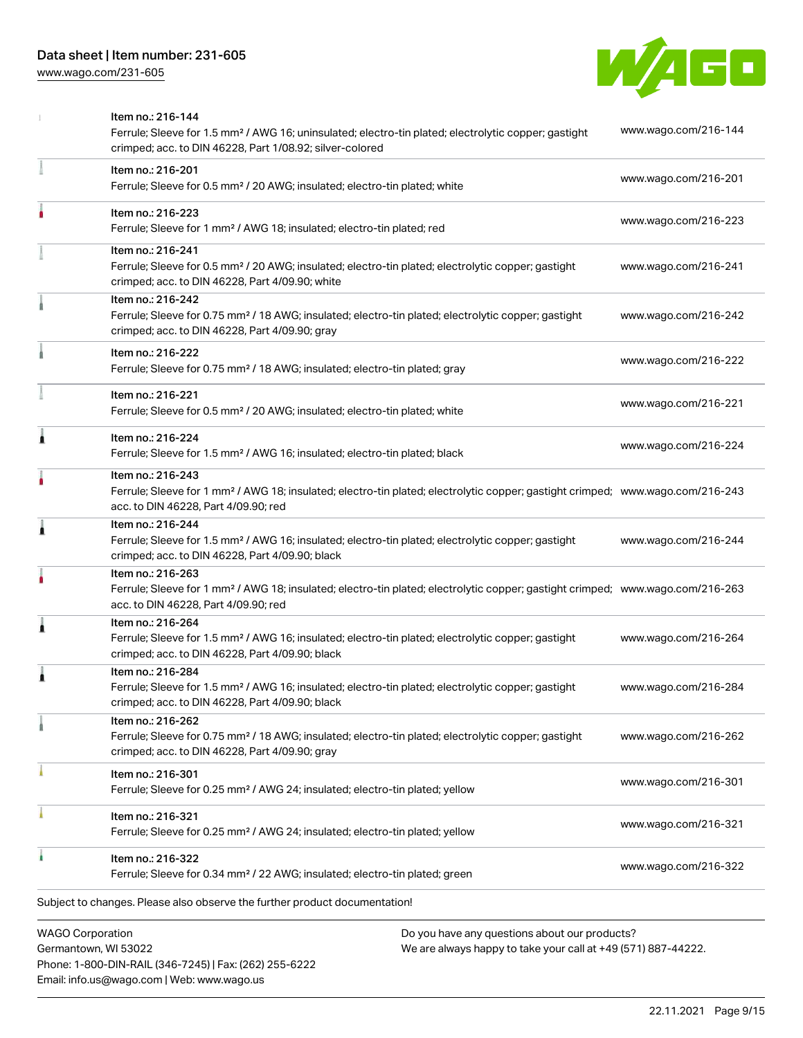| Item | Description | Link |
| --- | --- | --- |
| Item no.: 216-144 | Ferrule; Sleeve for 1.5 mm² / AWG 16; uninsulated; electro-tin plated; electrolytic copper; gastight crimped; acc. to DIN 46228, Part 1/08.92; silver-colored | www.wago.com/216-144 |
| Item no.: 216-201 | Ferrule; Sleeve for 0.5 mm² / 20 AWG; insulated; electro-tin plated; white | www.wago.com/216-201 |
| Item no.: 216-223 | Ferrule; Sleeve for 1 mm² / AWG 18; insulated; electro-tin plated; red | www.wago.com/216-223 |
| Item no.: 216-241 | Ferrule; Sleeve for 0.5 mm² / 20 AWG; insulated; electro-tin plated; electrolytic copper; gastight crimped; acc. to DIN 46228, Part 4/09.90; white | www.wago.com/216-241 |
| Item no.: 216-242 | Ferrule; Sleeve for 0.75 mm² / 18 AWG; insulated; electro-tin plated; electrolytic copper; gastight crimped; acc. to DIN 46228, Part 4/09.90; gray | www.wago.com/216-242 |
| Item no.: 216-222 | Ferrule; Sleeve for 0.75 mm² / 18 AWG; insulated; electro-tin plated; gray | www.wago.com/216-222 |
| Item no.: 216-221 | Ferrule; Sleeve for 0.5 mm² / 20 AWG; insulated; electro-tin plated; white | www.wago.com/216-221 |
| Item no.: 216-224 | Ferrule; Sleeve for 1.5 mm² / AWG 16; insulated; electro-tin plated; black | www.wago.com/216-224 |
| Item no.: 216-243 | Ferrule; Sleeve for 1 mm² / AWG 18; insulated; electro-tin plated; electrolytic copper; gastight crimped; acc. to DIN 46228, Part 4/09.90; red | www.wago.com/216-243 |
| Item no.: 216-244 | Ferrule; Sleeve for 1.5 mm² / AWG 16; insulated; electro-tin plated; electrolytic copper; gastight crimped; acc. to DIN 46228, Part 4/09.90; black | www.wago.com/216-244 |
| Item no.: 216-263 | Ferrule; Sleeve for 1 mm² / AWG 18; insulated; electro-tin plated; electrolytic copper; gastight crimped; acc. to DIN 46228, Part 4/09.90; red | www.wago.com/216-263 |
| Item no.: 216-264 | Ferrule; Sleeve for 1.5 mm² / AWG 16; insulated; electro-tin plated; electrolytic copper; gastight crimped; acc. to DIN 46228, Part 4/09.90; black | www.wago.com/216-264 |
| Item no.: 216-284 | Ferrule; Sleeve for 1.5 mm² / AWG 16; insulated; electro-tin plated; electrolytic copper; gastight crimped; acc. to DIN 46228, Part 4/09.90; black | www.wago.com/216-284 |
| Item no.: 216-262 | Ferrule; Sleeve for 0.75 mm² / 18 AWG; insulated; electro-tin plated; electrolytic copper; gastight crimped; acc. to DIN 46228, Part 4/09.90; gray | www.wago.com/216-262 |
| Item no.: 216-301 | Ferrule; Sleeve for 0.25 mm² / AWG 24; insulated; electro-tin plated; yellow | www.wago.com/216-301 |
| Item no.: 216-321 | Ferrule; Sleeve for 0.25 mm² / AWG 24; insulated; electro-tin plated; yellow | www.wago.com/216-321 |
| Item no.: 216-322 | Ferrule; Sleeve for 0.34 mm² / 22 AWG; insulated; electro-tin plated; green | www.wago.com/216-322 |

Subject to changes. Please also observe the further product documentation!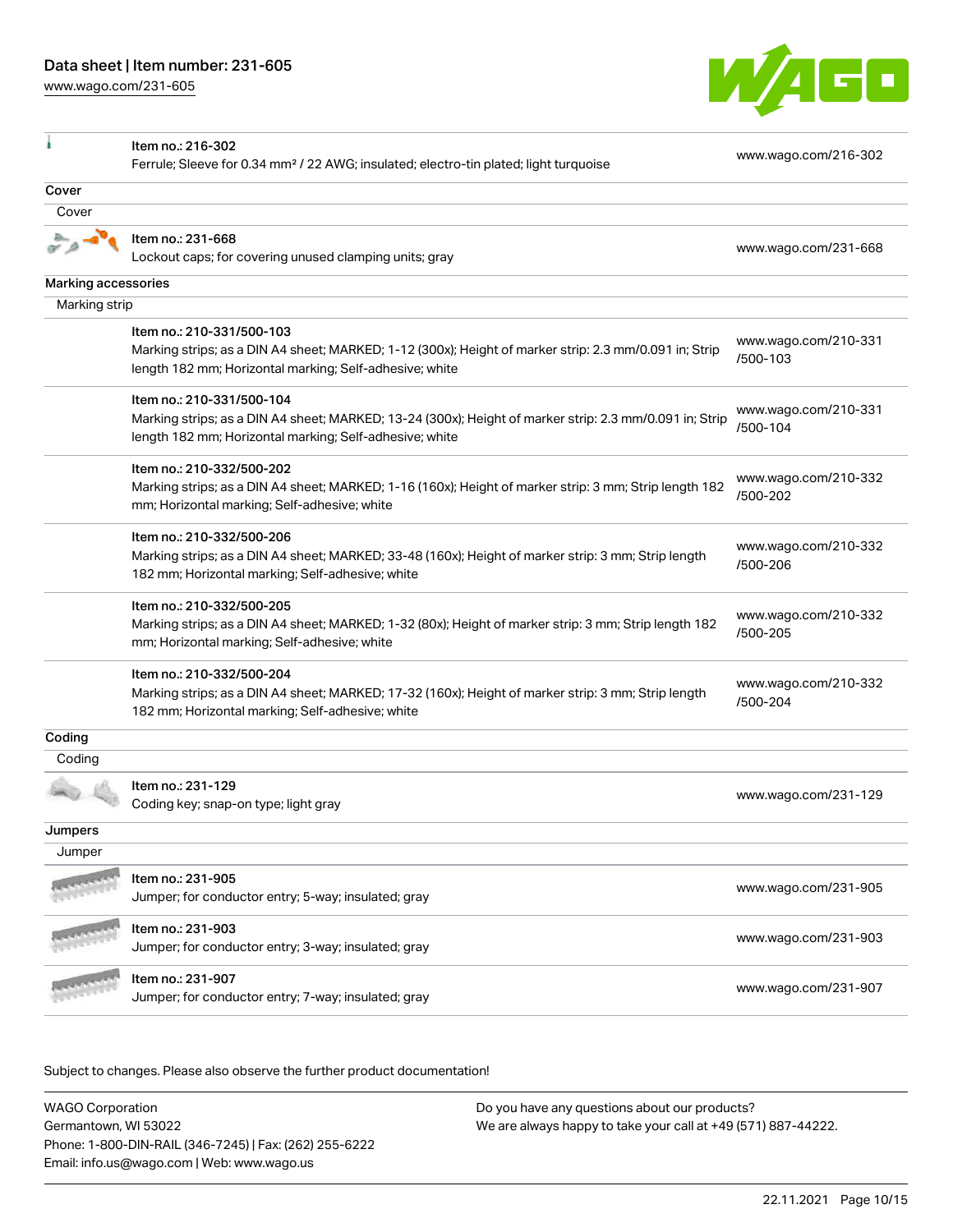| | | |
|---|---|---|
| | Item no.: 216-302<br>Ferrule; Sleeve for 0.34 mm² / 22 AWG; insulated; electro-tin plated; light turquoise | www.wago.com/216-302 |

## Cover

### Cover

| | | |
|---|---|---|
| | Item no.: 231-668<br>Lockout caps; for covering unused clamping units; gray | www.wago.com/231-668 |

## Marking accessories

### Marking strip

| | | |
|---|---|---|
| | Item no.: 210-331/500-103<br>Marking strips; as a DIN A4 sheet; MARKED; 1-12 (300x); Height of marker strip: 2.3 mm/0.091 in; Strip length 182 mm; Horizontal marking; Self-adhesive; white | www.wago.com/210-331/500-103 |
| | Item no.: 210-331/500-104<br>Marking strips; as a DIN A4 sheet; MARKED; 13-24 (300x); Height of marker strip: 2.3 mm/0.091 in; Strip length 182 mm; Horizontal marking; Self-adhesive; white | www.wago.com/210-331/500-104 |
| | Item no.: 210-332/500-202<br>Marking strips; as a DIN A4 sheet; MARKED; 1-16 (160x); Height of marker strip: 3 mm; Strip length 182 mm; Horizontal marking; Self-adhesive; white | www.wago.com/210-332/500-202 |
| | Item no.: 210-332/500-206<br>Marking strips; as a DIN A4 sheet; MARKED; 33-48 (160x); Height of marker strip: 3 mm; Strip length 182 mm; Horizontal marking; Self-adhesive; white | www.wago.com/210-332/500-206 |
| | Item no.: 210-332/500-205<br>Marking strips; as a DIN A4 sheet; MARKED; 1-32 (80x); Height of marker strip: 3 mm; Strip length 182 mm; Horizontal marking; Self-adhesive; white | www.wago.com/210-332/500-205 |
| | Item no.: 210-332/500-204<br>Marking strips; as a DIN A4 sheet; MARKED; 17-32 (160x); Height of marker strip: 3 mm; Strip length 182 mm; Horizontal marking; Self-adhesive; white | www.wago.com/210-332/500-204 |

## Coding

### Coding

| | | |
|---|---|---|
| | Item no.: 231-129<br>Coding key; snap-on type; light gray | www.wago.com/231-129 |

## Jumpers

### Jumper

| | | |
|---|---|---|
| | Item no.: 231-905<br>Jumper; for conductor entry; 5-way; insulated; gray | www.wago.com/231-905 |
| | Item no.: 231-903<br>Jumper; for conductor entry; 3-way; insulated; gray | www.wago.com/231-903 |
| | Item no.: 231-907<br>Jumper; for conductor entry; 7-way; insulated; gray | www.wago.com/231-907 |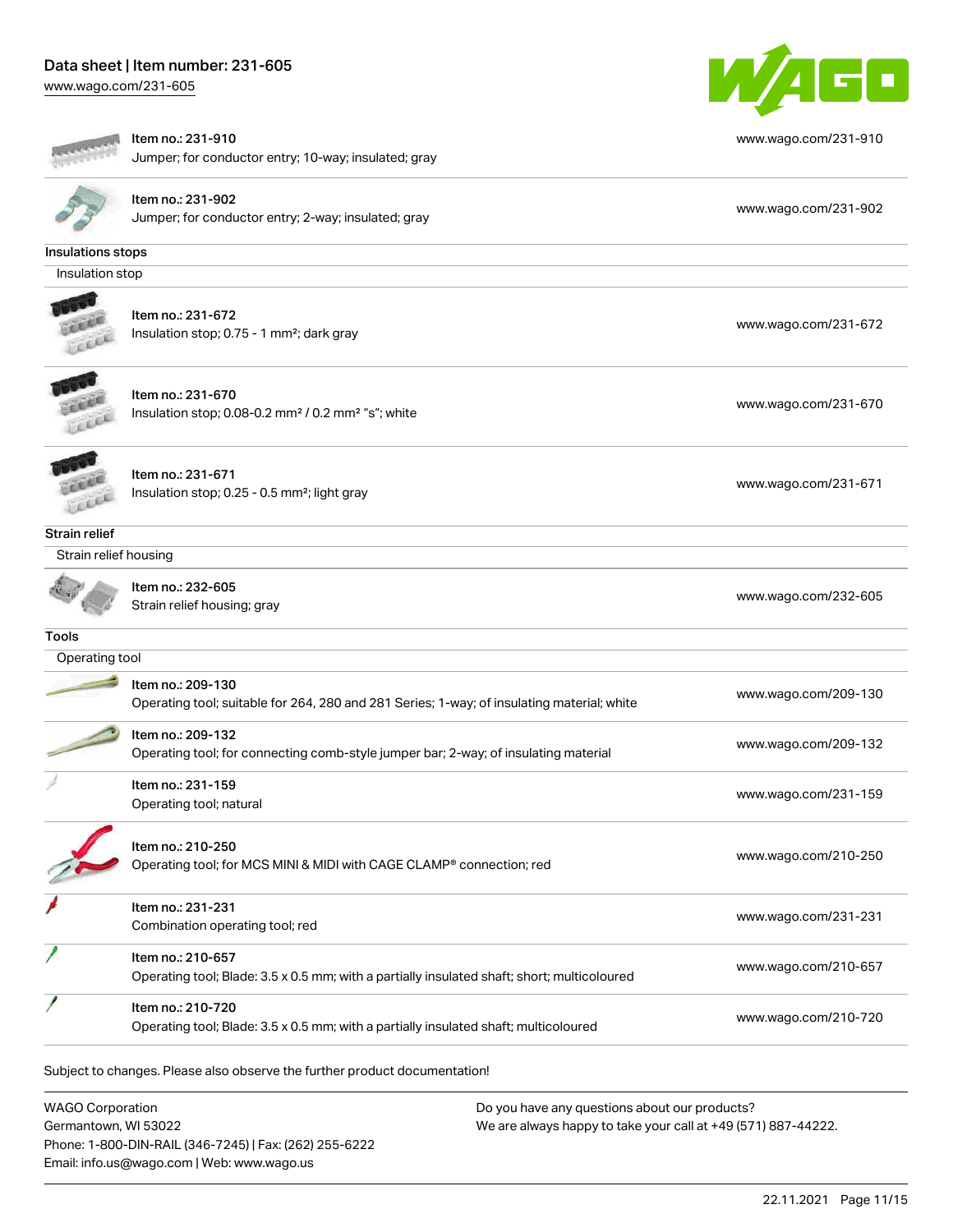| | |
|---|---|
| Item no.: 231-910<br>Jumper; for conductor entry; 10-way; insulated; gray | www.wago.com/231-910 |
| Item no.: 231-902<br>Jumper; for conductor entry; 2-way; insulated; gray | www.wago.com/231-902 |

## Insulations stops

### Insulation stop

| | |
|---|---|
| Item no.: 231-672<br>Insulation stop; 0.75 - 1 mm²; dark gray | www.wago.com/231-672 |
| Item no.: 231-670<br>Insulation stop; 0.08-0.2 mm² / 0.2 mm² "s"; white | www.wago.com/231-670 |
| Item no.: 231-671<br>Insulation stop; 0.25 - 0.5 mm²; light gray | www.wago.com/231-671 |

## Strain relief

### Strain relief housing

| | |
|---|---|
| Item no.: 232-605<br>Strain relief housing; gray | www.wago.com/232-605 |

## Tools

### Operating tool

| | |
|---|---|
| Item no.: 209-130<br>Operating tool; suitable for 264, 280 and 281 Series; 1-way; of insulating material; white | www.wago.com/209-130 |
| Item no.: 209-132<br>Operating tool; for connecting comb-style jumper bar; 2-way; of insulating material | www.wago.com/209-132 |
| Item no.: 231-159<br>Operating tool; natural | www.wago.com/231-159 |
| Item no.: 210-250<br>Operating tool; for MCS MINI & MIDI with CAGE CLAMP® connection; red | www.wago.com/210-250 |
| Item no.: 231-231<br>Combination operating tool; red | www.wago.com/231-231 |
| Item no.: 210-657<br>Operating tool; Blade: 3.5 x 0.5 mm; with a partially insulated shaft; short; multicoloured | www.wago.com/210-657 |
| Item no.: 210-720<br>Operating tool; Blade: 3.5 x 0.5 mm; with a partially insulated shaft; multicoloured | www.wago.com/210-720 |

Subject to changes. Please also observe the further product documentation!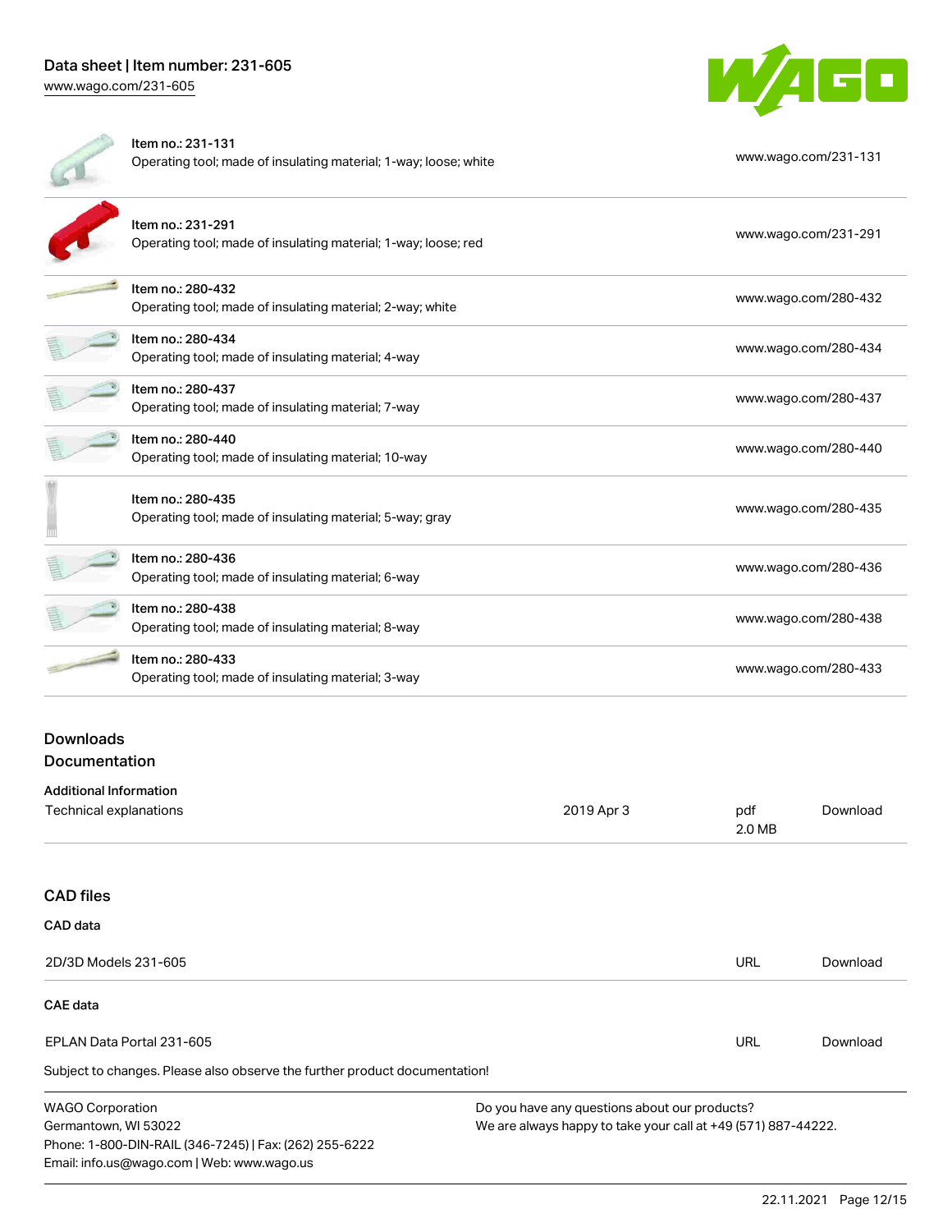| Item | Description | Link |
| --- | --- | --- |
| Item no.: 231-131 | Operating tool; made of insulating material; 1-way; loose; white | www.wago.com/231-131 |
| Item no.: 231-291 | Operating tool; made of insulating material; 1-way; loose; red | www.wago.com/231-291 |
| Item no.: 280-432 | Operating tool; made of insulating material; 2-way; white | www.wago.com/280-432 |
| Item no.: 280-434 | Operating tool; made of insulating material; 4-way | www.wago.com/280-434 |
| Item no.: 280-437 | Operating tool; made of insulating material; 7-way | www.wago.com/280-437 |
| Item no.: 280-440 | Operating tool; made of insulating material; 10-way | www.wago.com/280-440 |
| Item no.: 280-435 | Operating tool; made of insulating material; 5-way; gray | www.wago.com/280-435 |
| Item no.: 280-436 | Operating tool; made of insulating material; 6-way | www.wago.com/280-436 |
| Item no.: 280-438 | Operating tool; made of insulating material; 8-way | www.wago.com/280-438 |
| Item no.: 280-433 | Operating tool; made of insulating material; 3-way | www.wago.com/280-433 |

## Downloads

### Documentation

**Additional Information**

| Technical explanations | 2019 Apr 3 | pdf 2.0 MB | Download |
| --- | --- | --- | --- |

### CAD files

**CAD data**

| 2D/3D Models 231-605 | URL | Download |
| --- | --- | --- |

**CAE data**

| EPLAN Data Portal 231-605 | URL | Download |
| --- | --- | --- |

Subject to changes. Please also observe the further product documentation!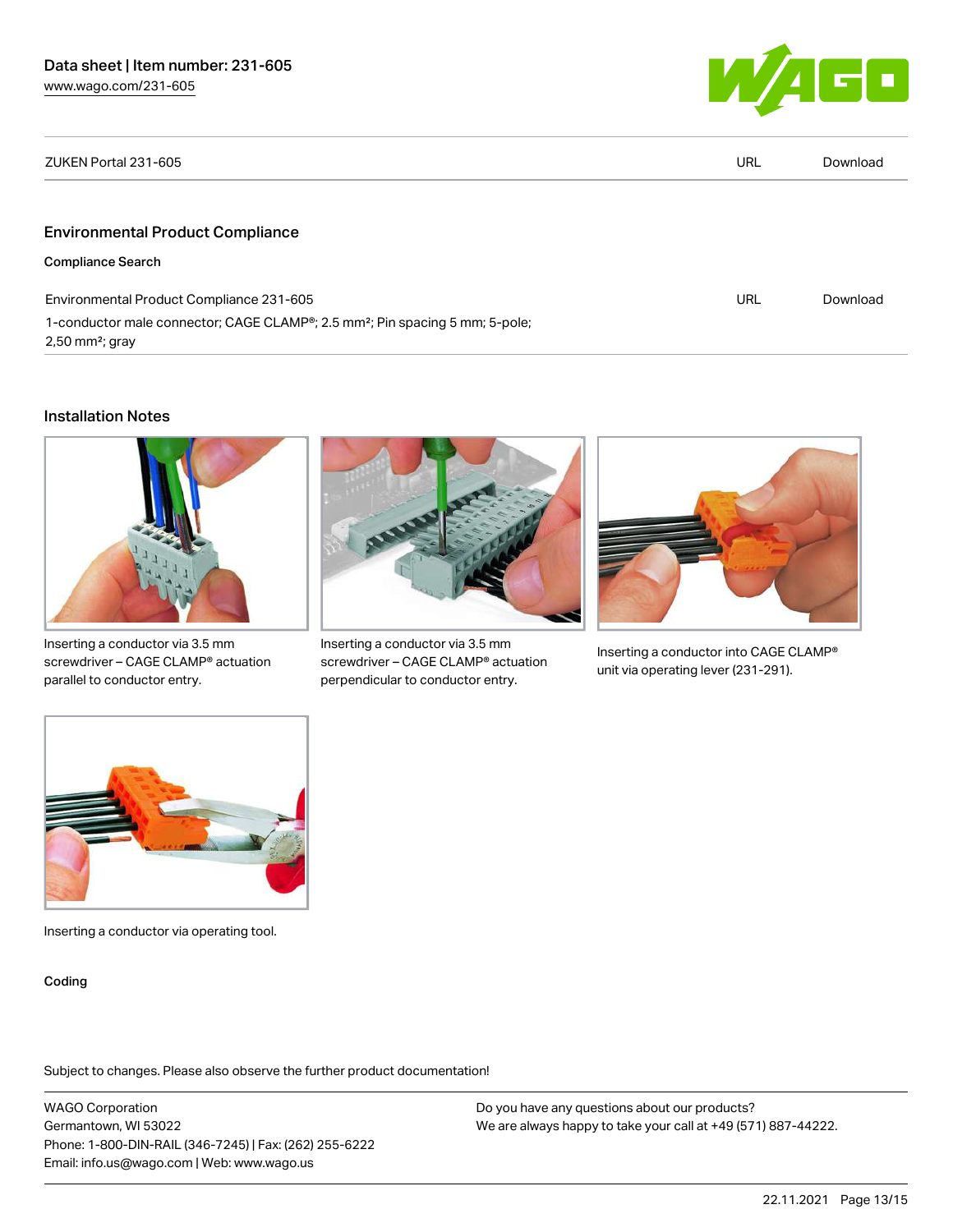| ZUKEN Portal 231-605 | URL | Download |
| --- | --- | --- |

## Environmental Product Compliance

**Compliance Search**

| Environmental Product Compliance 231-605 | URL | Download |
| --- | --- | --- |
| 1-conductor male connector; CAGE CLAMP®; 2.5 mm²; Pin spacing 5 mm; 5-pole; 2,50 mm²; gray | | |

## Installation Notes

Inserting a conductor via 3.5 mm screwdriver – CAGE CLAMP® actuation parallel to conductor entry.

Inserting a conductor via 3.5 mm screwdriver – CAGE CLAMP® actuation perpendicular to conductor entry.

Inserting a conductor into CAGE CLAMP® unit via operating lever (231-291).

Inserting a conductor via operating tool.

**Coding**

Subject to changes. Please also observe the further product documentation!

WAGO Corporation
Germantown, WI 53022
Phone: 1-800-DIN-RAIL (346-7245) | Fax: (262) 255-6222
Email: info.us@wago.com | Web: www.wago.us

Do you have any questions about our products?
We are always happy to take your call at +49 (571) 887-44222.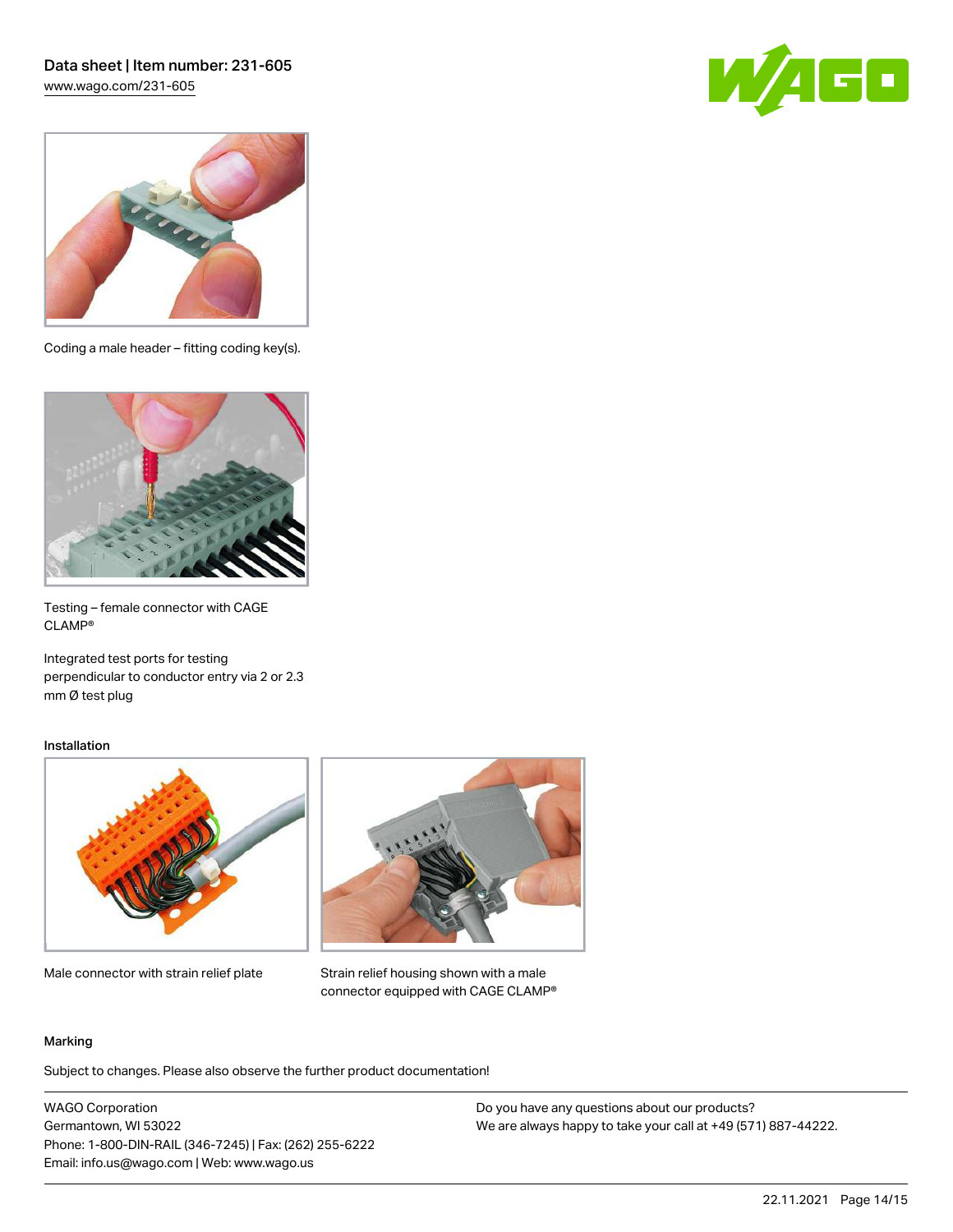Coding a male header – fitting coding key(s).

Testing – female connector with CAGE CLAMP®

Integrated test ports for testing perpendicular to conductor entry via 2 or 2.3 mm Ø test plug

### Installation

Male connector with strain relief plate

Strain relief housing shown with a male connector equipped with CAGE CLAMP®

### Marking

Subject to changes. Please also observe the further product documentation!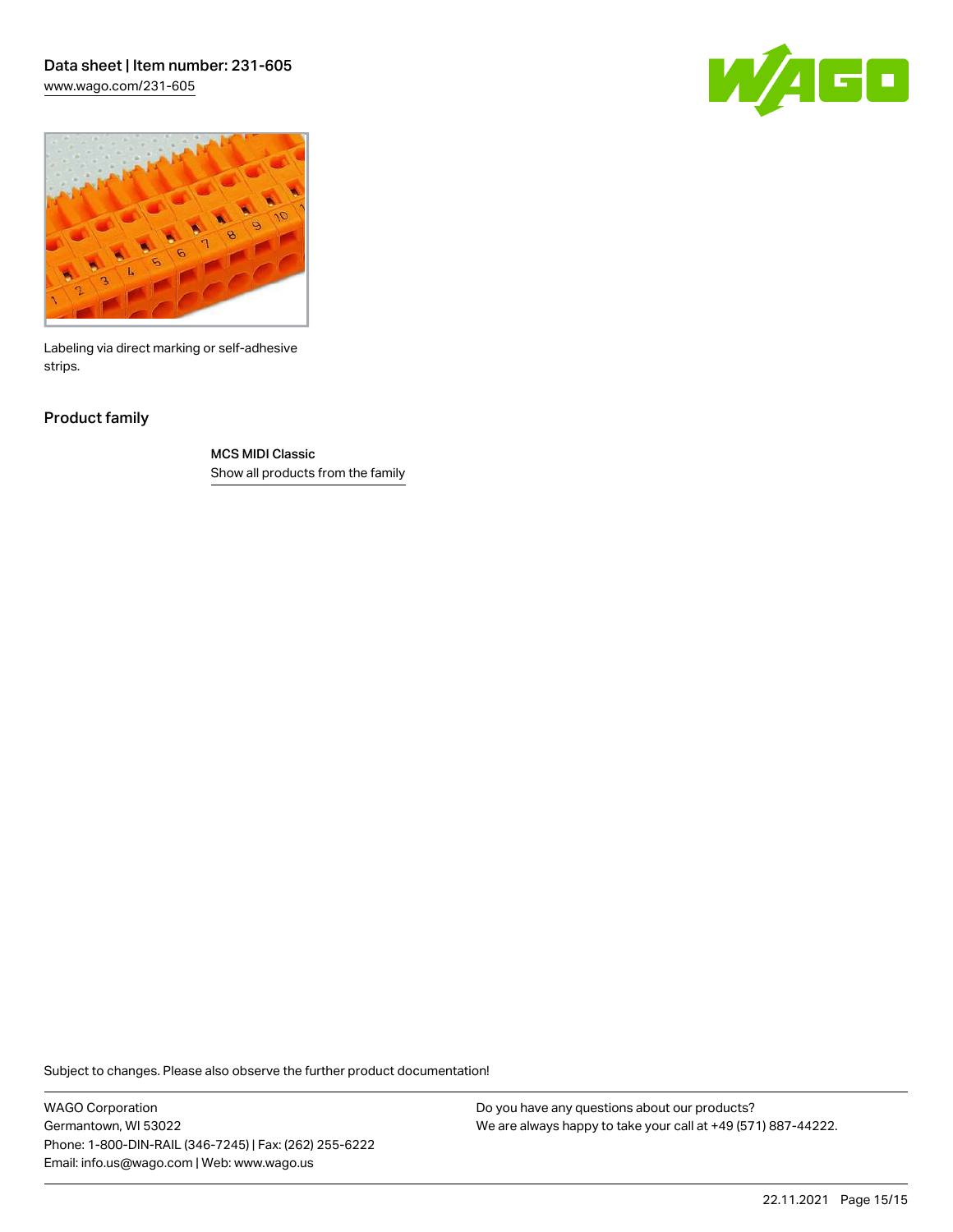Labeling via direct marking or self-adhesive strips.

## Product family

**MCS MIDI Classic**

Show all products from the family

Subject to changes. Please also observe the further product documentation!

WAGO Corporation
Germantown, WI 53022
Phone: 1-800-DIN-RAIL (346-7245) | Fax: (262) 255-6222
Email: info.us@wago.com | Web: www.wago.us

Do you have any questions about our products?
We are always happy to take your call at +49 (571) 887-44222.